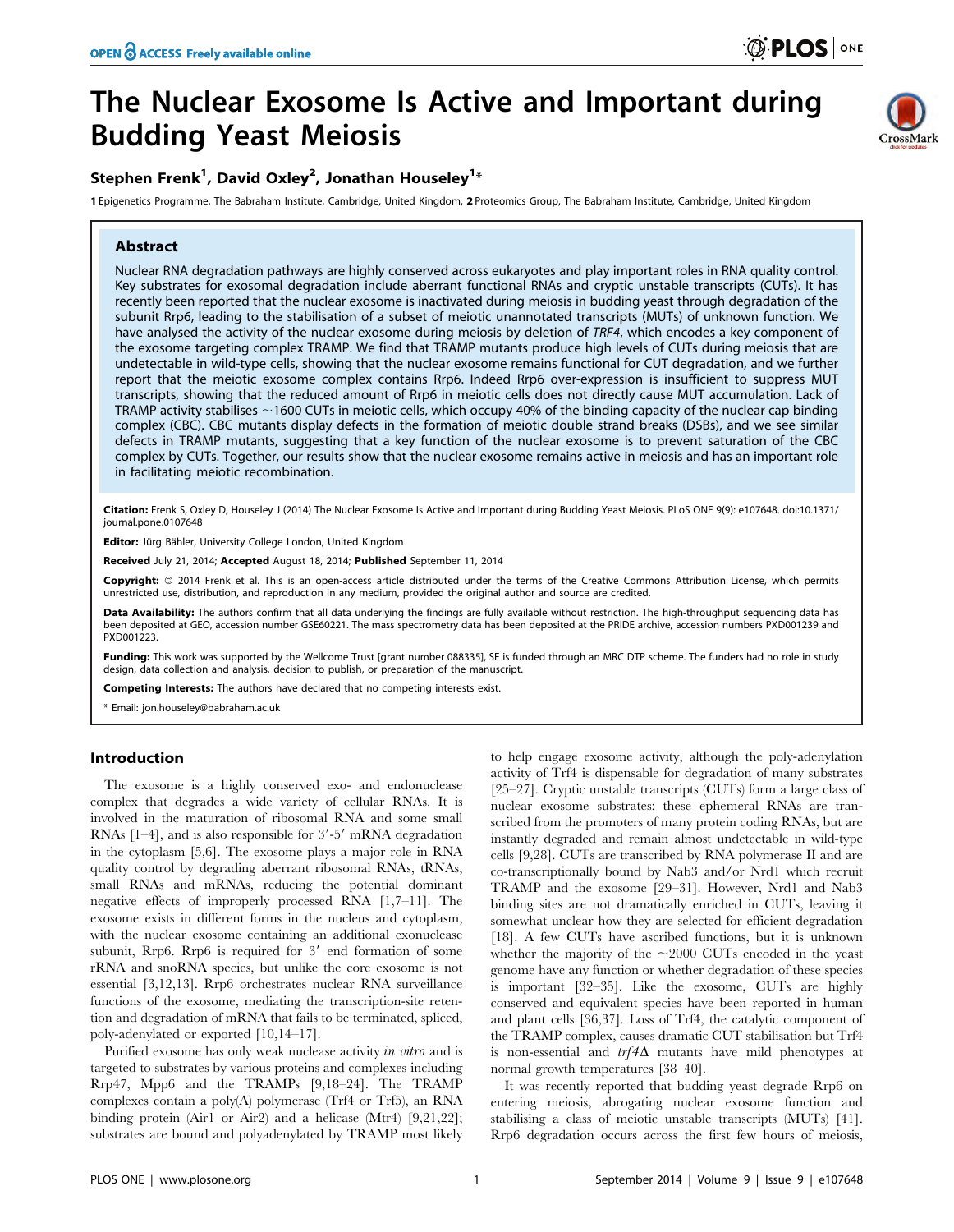# The Nuclear Exosome Is Active and Important during Budding Yeast Meiosis

**Stephen Frenk[1], David Oxley[2], Jonathan Houseley[1]***

1 Epigenetics Programme, The Babraham Institute, Cambridge, United Kingdom, 2 Proteomics Group, The Babraham Institute, Cambridge, United Kingdom

## Abstract

Nuclear RNA degradation pathways are highly conserved across eukaryotes and play important roles in RNA quality control. Key substrates for exosomal degradation include aberrant functional RNAs and cryptic unstable transcripts (CUTs). It has recently been reported that the nuclear exosome is inactivated during meiosis in budding yeast through degradation of the subunit Rrp6, leading to the stabilisation of a subset of meiotic unannotated transcripts (MUTs) of unknown function. We have analysed the activity of the nuclear exosome during meiosis by deletion of *TRF4*, which encodes a key component of the exosome targeting complex TRAMP. We find that TRAMP mutants produce high levels of CUTs during meiosis that are undetectable in wild-type cells, showing that the nuclear exosome remains functional for CUT degradation, and we further report that the meiotic exosome complex contains Rrp6. Indeed Rrp6 over-expression is insufficient to suppress MUT transcripts, showing that the reduced amount of Rrp6 in meiotic cells does not directly cause MUT accumulation. Lack of TRAMP activity stabilises ~1600 CUTs in meiotic cells, which occupy 40% of the binding capacity of the nuclear cap binding complex (CBC). CBC mutants display defects in the formation of meiotic double strand breaks (DSBs), and we see similar defects in TRAMP mutants, suggesting that a key function of the nuclear exosome is to prevent saturation of the CBC complex by CUTs. Together, our results show that the nuclear exosome remains active in meiosis and has an important role in facilitating meiotic recombination.

**Citation:** Frenk S, Oxley D, Houseley J (2014) The Nuclear Exosome Is Active and Important during Budding Yeast Meiosis. PLoS ONE 9(9): e107648. doi:10.1371/journal.pone.0107648

**Editor:** Jürg Bähler, University College London, United Kingdom

**Received** July 21, 2014; **Accepted** August 18, 2014; **Published** September 11, 2014

**Copyright:** © 2014 Frenk et al. This is an open-access article distributed under the terms of the Creative Commons Attribution License, which permits unrestricted use, distribution, and reproduction in any medium, provided the original author and source are credited.

**Data Availability:** The authors confirm that all data underlying the findings are fully available without restriction. The high-throughput sequencing data has been deposited at GEO, accession number GSE60221. The mass spectrometry data has been deposited at the PRIDE archive, accession numbers PXD001239 and PXD001223.

**Funding:** This work was supported by the Wellcome Trust [grant number 088335], SF is funded through an MRC DTP scheme. The funders had no role in study design, data collection and analysis, decision to publish, or preparation of the manuscript.

**Competing Interests:** The authors have declared that no competing interests exist.

* Email: jon.houseley@babraham.ac.uk

## Introduction

The exosome is a highly conserved exo- and endonuclease complex that degrades a wide variety of cellular RNAs. It is involved in the maturation of ribosomal RNA and some small RNAs [1–4], and is also responsible for 3′-5′ mRNA degradation in the cytoplasm [5,6]. The exosome plays a major role in RNA quality control by degrading aberrant ribosomal RNAs, tRNAs, small RNAs and mRNAs, reducing the potential dominant negative effects of improperly processed RNA [1,7–11]. The exosome exists in different forms in the nucleus and cytoplasm, with the nuclear exosome containing an additional exonuclease subunit, Rrp6. Rrp6 is required for 3′ end formation of some rRNA and snoRNA species, but unlike the core exosome is not essential [3,12,13]. Rrp6 orchestrates nuclear RNA surveillance functions of the exosome, mediating the transcription-site retention and degradation of mRNA that fails to be terminated, spliced, poly-adenylated or exported [10,14–17].

Purified exosome has only weak nuclease activity *in vitro* and is targeted to substrates by various proteins and complexes including Rrp47, Mpp6 and the TRAMPs [9,18–24]. The TRAMP complexes contain a poly(A) polymerase (Trf4 or Trf5), an RNA binding protein (Air1 or Air2) and a helicase (Mtr4) [9,21,22]; substrates are bound and polyadenylated by TRAMP most likely to help engage exosome activity, although the poly-adenylation activity of Trf4 is dispensable for degradation of many substrates [25–27]. Cryptic unstable transcripts (CUTs) form a large class of nuclear exosome substrates: these ephemeral RNAs are transcribed from the promoters of many protein coding RNAs, but are instantly degraded and remain almost undetectable in wild-type cells [9,28]. CUTs are transcribed by RNA polymerase II and are co-transcriptionally bound by Nab3 and/or Nrd1 which recruit TRAMP and the exosome [29–31]. However, Nrd1 and Nab3 binding sites are not dramatically enriched in CUTs, leaving it somewhat unclear how they are selected for efficient degradation [18]. A few CUTs have ascribed functions, but it is unknown whether the majority of the ~2000 CUTs encoded in the yeast genome have any function or whether degradation of these species is important [32–35]. Like the exosome, CUTs are highly conserved and equivalent species have been reported in human and plant cells [36,37]. Loss of Trf4, the catalytic component of the TRAMP complex, causes dramatic CUT stabilisation but Trf4 is non-essential and *trf4Δ* mutants have mild phenotypes at normal growth temperatures [38–40].

It was recently reported that budding yeast degrade Rrp6 on entering meiosis, abrogating nuclear exosome function and stabilising a class of meiotic unstable transcripts (MUTs) [41]. Rrp6 degradation occurs across the first few hours of meiosis,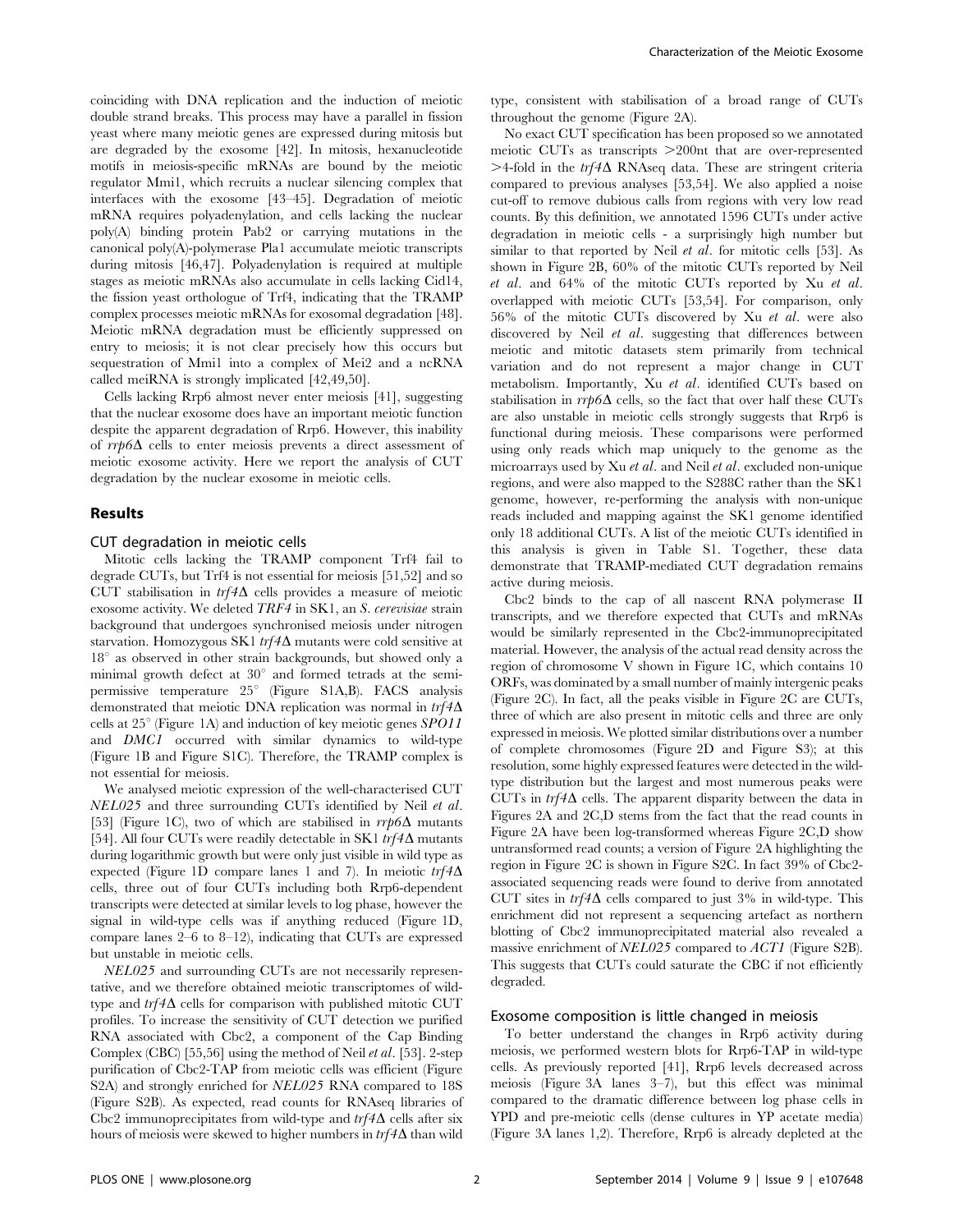coinciding with DNA replication and the induction of meiotic double strand breaks. This process may have a parallel in fission yeast where many meiotic genes are expressed during mitosis but are degraded by the exosome [42]. In mitosis, hexanucleotide motifs in meiosis-specific mRNAs are bound by the meiotic regulator Mmi1, which recruits a nuclear silencing complex that interfaces with the exosome [43–45]. Degradation of meiotic mRNA requires polyadenylation, and cells lacking the nuclear poly(A) binding protein Pab2 or carrying mutations in the canonical poly(A)-polymerase Pla1 accumulate meiotic transcripts during mitosis [46,47]. Polyadenylation is required at multiple stages as meiotic mRNAs also accumulate in cells lacking Cid14, the fission yeast orthologue of Trf4, indicating that the TRAMP complex processes meiotic mRNAs for exosomal degradation [48]. Meiotic mRNA degradation must be efficiently suppressed on entry to meiosis; it is not clear precisely how this occurs but sequestration of Mmi1 into a complex of Mei2 and a ncRNA called meiRNA is strongly implicated [42,49,50].

Cells lacking Rrp6 almost never enter meiosis [41], suggesting that the nuclear exosome does have an important meiotic function despite the apparent degradation of Rrp6. However, this inability of *rrp6Δ* cells to enter meiosis prevents a direct assessment of meiotic exosome activity. Here we report the analysis of CUT degradation by the nuclear exosome in meiotic cells.

## Results

### CUT degradation in meiotic cells

Mitotic cells lacking the TRAMP component Trf4 fail to degrade CUTs, but Trf4 is not essential for meiosis [51,52] and so CUT stabilisation in *trf4Δ* cells provides a measure of meiotic exosome activity. We deleted *TRF4* in SK1, an *S. cerevisiae* strain background that undergoes synchronised meiosis under nitrogen starvation. Homozygous SK1 *trf4Δ* mutants were cold sensitive at 18° as observed in other strain backgrounds, but showed only a minimal growth defect at 30° and formed tetrads at the semi-permissive temperature 25° (Figure S1A,B). FACS analysis demonstrated that meiotic DNA replication was normal in *trf4Δ* cells at 25° (Figure 1A) and induction of key meiotic genes *SPO11* and *DMC1* occurred with similar dynamics to wild-type (Figure 1B and Figure S1C). Therefore, the TRAMP complex is not essential for meiosis.

We analysed meiotic expression of the well-characterised CUT *NEL025* and three surrounding CUTs identified by Neil *et al.* [53] (Figure 1C), two of which are stabilised in *rrp6Δ* mutants [54]. All four CUTs were readily detectable in SK1 *trf4Δ* mutants during logarithmic growth but were only just visible in wild type as expected (Figure 1D compare lanes 1 and 7). In meiotic *trf4Δ* cells, three out of four CUTs including both Rrp6-dependent transcripts were detected at similar levels to log phase, however the signal in wild-type cells was if anything reduced (Figure 1D, compare lanes 2–6 to 8–12), indicating that CUTs are expressed but unstable in meiotic cells.

*NEL025* and surrounding CUTs are not necessarily representative, and we therefore obtained meiotic transcriptomes of wild-type and *trf4Δ* cells for comparison with published mitotic CUT profiles. To increase the sensitivity of CUT detection we purified RNA associated with Cbc2, a component of the Cap Binding Complex (CBC) [55,56] using the method of Neil *et al.* [53]. 2-step purification of Cbc2-TAP from meiotic cells was efficient (Figure S2A) and strongly enriched for *NEL025* RNA compared to 18S (Figure S2B). As expected, read counts for RNAseq libraries of Cbc2 immunoprecipitates from wild-type and *trf4Δ* cells after six hours of meiosis were skewed to higher numbers in *trf4Δ* than wild type, consistent with stabilisation of a broad range of CUTs throughout the genome (Figure 2A).

No exact CUT specification has been proposed so we annotated meiotic CUTs as transcripts >200nt that are over-represented >4-fold in the *trf4Δ* RNAseq data. These are stringent criteria compared to previous analyses [53,54]. We also applied a noise cut-off to remove dubious calls from regions with very low read counts. By this definition, we annotated 1596 CUTs under active degradation in meiotic cells - a surprisingly high number but similar to that reported by Neil *et al.* for mitotic cells [53]. As shown in Figure 2B, 60% of the mitotic CUTs reported by Neil *et al.* and 64% of the mitotic CUTs reported by Xu *et al.* overlapped with meiotic CUTs [53,54]. For comparison, only 56% of the mitotic CUTs discovered by Xu *et al.* were also discovered by Neil *et al.* suggesting that differences between meiotic and mitotic datasets stem primarily from technical variation and do not represent a major change in CUT metabolism. Importantly, Xu *et al.* identified CUTs based on stabilisation in *rrp6Δ* cells, so the fact that over half these CUTs are also unstable in meiotic cells strongly suggests that Rrp6 is functional during meiosis. These comparisons were performed using only reads which map uniquely to the genome as the microarrays used by Xu *et al.* and Neil *et al.* excluded non-unique regions, and were also mapped to the S288C rather than the SK1 genome, however, re-performing the analysis with non-unique reads included and mapping against the SK1 genome identified only 18 additional CUTs. A list of the meiotic CUTs identified in this analysis is given in Table S1. Together, these data demonstrate that TRAMP-mediated CUT degradation remains active during meiosis.

Cbc2 binds to the cap of all nascent RNA polymerase II transcripts, and we therefore expected that CUTs and mRNAs would be similarly represented in the Cbc2-immunoprecipitated material. However, the analysis of the actual read density across the region of chromosome V shown in Figure 1C, which contains 10 ORFs, was dominated by a small number of mainly intergenic peaks (Figure 2C). In fact, all the peaks visible in Figure 2C are CUTs, three of which are also present in mitotic cells and three are only expressed in meiosis. We plotted similar distributions over a number of complete chromosomes (Figure 2D and Figure S3); at this resolution, some highly expressed features were detected in the wild-type distribution but the largest and most numerous peaks were CUTs in *trf4Δ* cells. The apparent disparity between the data in Figures 2A and 2C,D stems from the fact that the read counts in Figure 2A have been log-transformed whereas Figure 2C,D show untransformed read counts; a version of Figure 2A highlighting the region in Figure 2C is shown in Figure S2C. In fact 39% of Cbc2-associated sequencing reads were found to derive from annotated CUT sites in *trf4Δ* cells compared to just 3% in wild-type. This enrichment did not represent a sequencing artefact as northern blotting of Cbc2 immunoprecipitated material also revealed a massive enrichment of *NEL025* compared to *ACT1* (Figure S2B). This suggests that CUTs could saturate the CBC if not efficiently degraded.

### Exosome composition is little changed in meiosis

To better understand the changes in Rrp6 activity during meiosis, we performed western blots for Rrp6-TAP in wild-type cells. As previously reported [41], Rrp6 levels decreased across meiosis (Figure 3A lanes 3–7), but this effect was minimal compared to the dramatic difference between log phase cells in YPD and pre-meiotic cells (dense cultures in YP acetate media) (Figure 3A lanes 1,2). Therefore, Rrp6 is already depleted at the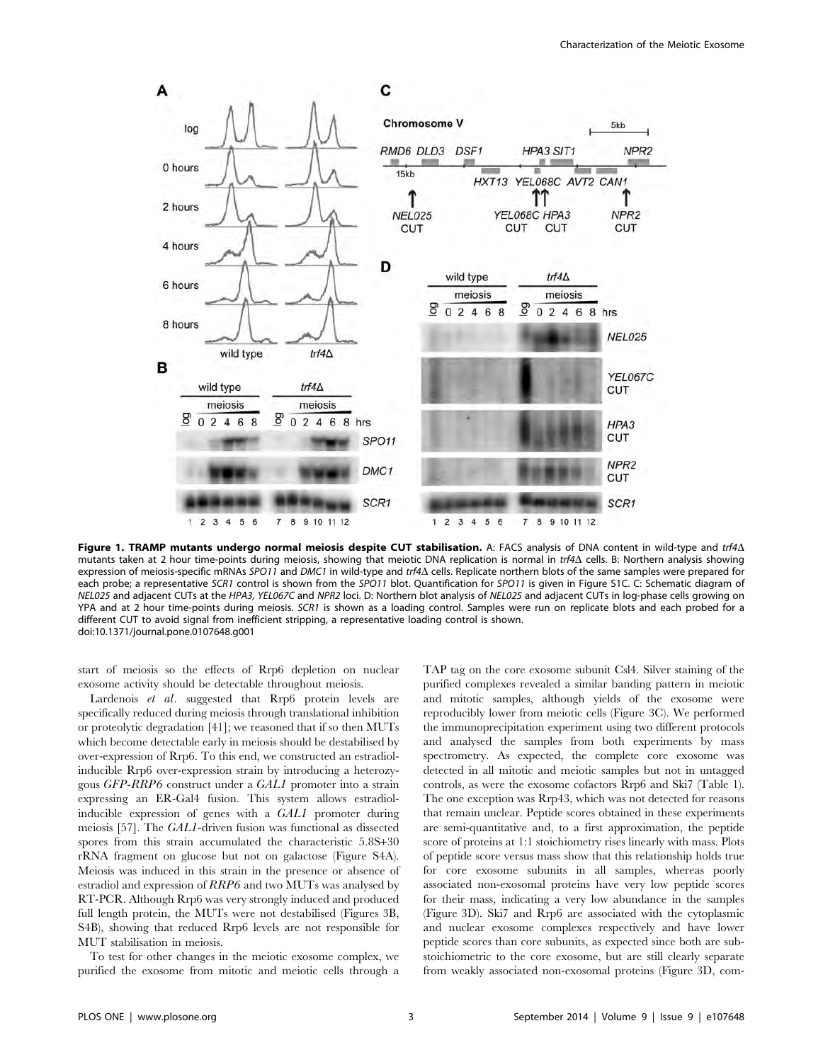**Figure 1. TRAMP mutants undergo normal meiosis despite CUT stabilisation.** A: FACS analysis of DNA content in wild-type and *trf4*Δ mutants taken at 2 hour time-points during meiosis, showing that meiotic DNA replication is normal in *trf4*Δ cells. B: Northern analysis showing expression of meiosis-specific mRNAs *SPO11* and *DMC1* in wild-type and *trf4*Δ cells. Replicate northern blots of the same samples were prepared for each probe; a representative *SCR1* control is shown from the *SPO11* blot. Quantification for *SPO11* is given in Figure S1C. C: Schematic diagram of *NEL025* and adjacent CUTs at the *HPA3, YEL067C* and *NPR2* loci. D: Northern blot analysis of *NEL025* and adjacent CUTs in log-phase cells growing on YPA and at 2 hour time-points during meiosis. *SCR1* is shown as a loading control. Samples were run on replicate blots and each probed for a different CUT to avoid signal from inefficient stripping, a representative loading control is shown.
doi:10.1371/journal.pone.0107648.g001

start of meiosis so the effects of Rrp6 depletion on nuclear exosome activity should be detectable throughout meiosis.

Lardenois *et al.* suggested that Rrp6 protein levels are specifically reduced during meiosis through translational inhibition or proteolytic degradation [41]; we reasoned that if so then MUTs which become detectable early in meiosis should be destabilised by over-expression of Rrp6. To this end, we constructed an estradiol-inducible Rrp6 over-expression strain by introducing a heterozygous *GFP-RRP6* construct under a *GAL1* promoter into a strain expressing an ER-Gal4 fusion. This system allows estradiol-inducible expression of genes with a *GAL1* promoter during meiosis [57]. The *GAL1*-driven fusion was functional as dissected spores from this strain accumulated the characteristic 5.8S+30 rRNA fragment on glucose but not on galactose (Figure S4A). Meiosis was induced in this strain in the presence or absence of estradiol and expression of *RRP6* and two MUTs was analysed by RT-PCR. Although Rrp6 was very strongly induced and produced full length protein, the MUTs were not destabilised (Figures 3B, S4B), showing that reduced Rrp6 levels are not responsible for MUT stabilisation in meiosis.

To test for other changes in the meiotic exosome complex, we purified the exosome from mitotic and meiotic cells through a TAP tag on the core exosome subunit Csl4. Silver staining of the purified complexes revealed a similar banding pattern in meiotic and mitotic samples, although yields of the exosome were reproducibly lower from meiotic cells (Figure 3C). We performed the immunoprecipitation experiment using two different protocols and analysed the samples from both experiments by mass spectrometry. As expected, the complete core exosome was detected in all mitotic and meiotic samples but not in untagged controls, as were the exosome cofactors Rrp6 and Ski7 (Table 1). The one exception was Rrp43, which was not detected for reasons that remain unclear. Peptide scores obtained in these experiments are semi-quantitative and, to a first approximation, the peptide score of proteins at 1:1 stoichiometry rises linearly with mass. Plots of peptide score versus mass show that this relationship holds true for core exosome subunits in all samples, whereas poorly associated non-exosomal proteins have very low peptide scores for their mass, indicating a very low abundance in the samples (Figure 3D). Ski7 and Rrp6 are associated with the cytoplasmic and nuclear exosome complexes respectively and have lower peptide scores than core subunits, as expected since both are sub-stoichiometric to the core exosome, but are still clearly separate from weakly associated non-exosomal proteins (Figure 3D, com-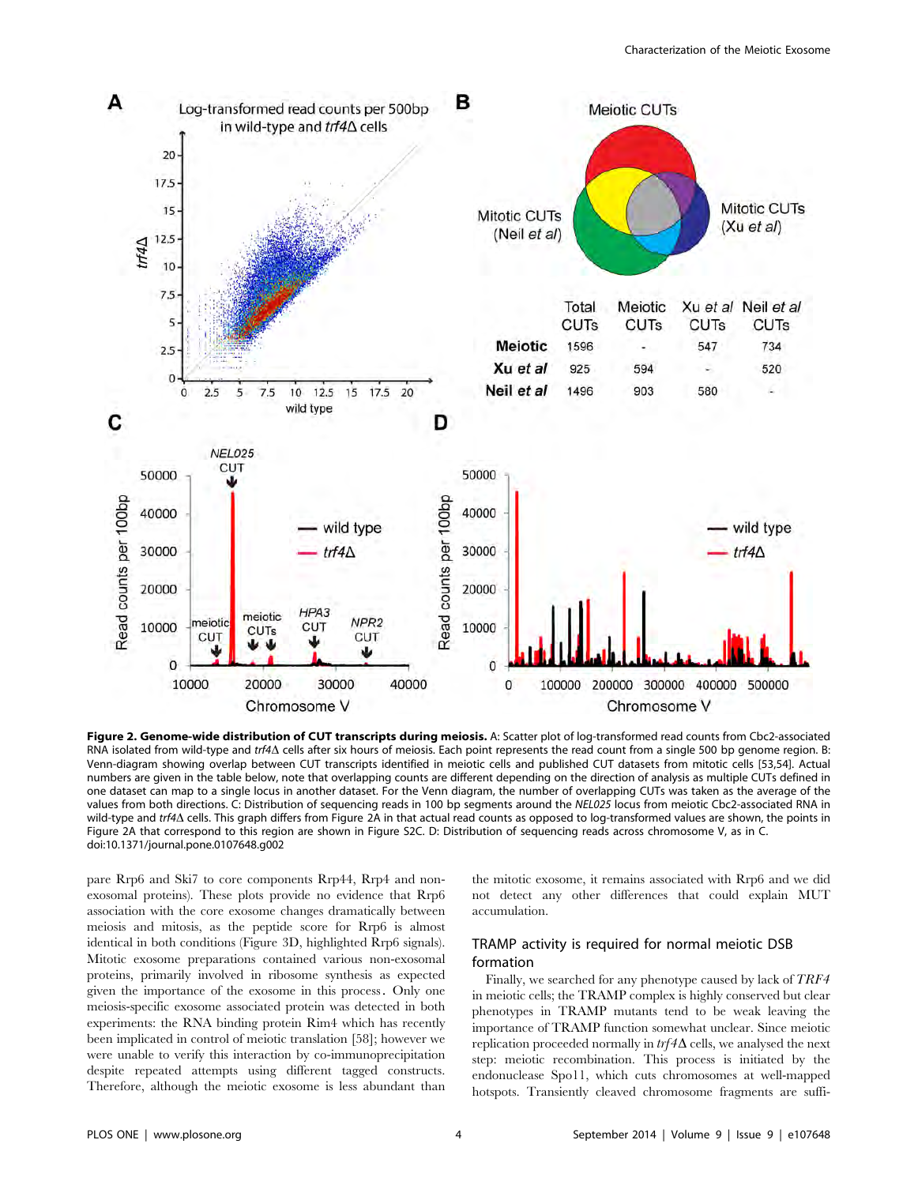| | Total CUTs | Meiotic CUTs | Xu *et al* CUTs | Neil *et al* CUTs |
|---|---|---|---|---|
| **Meiotic** | 1596 | - | 547 | 734 |
| **Xu *et al*** | 925 | 594 | - | 520 |
| **Neil *et al*** | 1496 | 903 | 580 | - |

**Figure 2. Genome-wide distribution of CUT transcripts during meiosis.** A: Scatter plot of log-transformed read counts from Cbc2-associated RNA isolated from wild-type and *trf4Δ* cells after six hours of meiosis. Each point represents the read count from a single 500 bp genome region. B: Venn-diagram showing overlap between CUT transcripts identified in meiotic cells and published CUT datasets from mitotic cells [53,54]. Actual numbers are given in the table below, note that overlapping counts are different depending on the direction of analysis as multiple CUTs defined in one dataset can map to a single locus in another dataset. For the Venn diagram, the number of overlapping CUTs was taken as the average of the values from both directions. C: Distribution of sequencing reads in 100 bp segments around the *NEL025* locus from meiotic Cbc2-associated RNA in wild-type and *trf4Δ* cells. This graph differs from Figure 2A in that actual read counts as opposed to log-transformed values are shown, the points in Figure 2A that correspond to this region are shown in Figure S2C. D: Distribution of sequencing reads across chromosome V, as in C.
doi:10.1371/journal.pone.0107648.g002

pare Rrp6 and Ski7 to core components Rrp44, Rrp4 and non-exosomal proteins). These plots provide no evidence that Rrp6 association with the core exosome changes dramatically between meiosis and mitosis, as the peptide score for Rrp6 is almost identical in both conditions (Figure 3D, highlighted Rrp6 signals). Mitotic exosome preparations contained various non-exosomal proteins, primarily involved in ribosome synthesis as expected given the importance of the exosome in this process. Only one meiosis-specific exosome associated protein was detected in both experiments: the RNA binding protein Rim4 which has recently been implicated in control of meiotic translation [58]; however we were unable to verify this interaction by co-immunoprecipitation despite repeated attempts using different tagged constructs. Therefore, although the meiotic exosome is less abundant than the mitotic exosome, it remains associated with Rrp6 and we did not detect any other differences that could explain MUT accumulation.

## TRAMP activity is required for normal meiotic DSB formation

Finally, we searched for any phenotype caused by lack of *TRF4* in meiotic cells; the TRAMP complex is highly conserved but clear phenotypes in TRAMP mutants tend to be weak leaving the importance of TRAMP function somewhat unclear. Since meiotic replication proceeded normally in *trf4Δ* cells, we analysed the next step: meiotic recombination. This process is initiated by the endonuclease Spo11, which cuts chromosomes at well-mapped hotspots. Transiently cleaved chromosome fragments are suffi-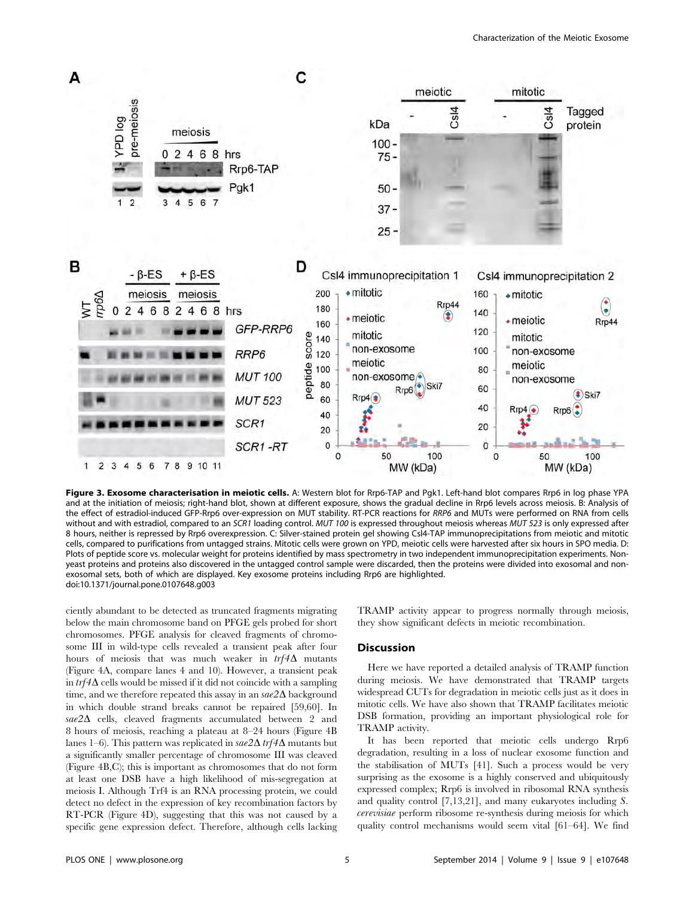**Figure 3. Exosome characterisation in meiotic cells.** A: Western blot for Rrp6-TAP and Pgk1. Left-hand blot compares Rrp6 in log phase YPA and at the initiation of meiosis; right-hand blot, shown at different exposure, shows the gradual decline in Rrp6 levels across meiosis. B: Analysis of the effect of estradiol-induced GFP-Rrp6 over-expression on MUT stability. RT-PCR reactions for *RRP6* and MUTs were performed on RNA from cells without and with estradiol, compared to an *SCR1* loading control. *MUT 100* is expressed throughout meiosis whereas *MUT 523* is only expressed after 8 hours, neither is repressed by Rrp6 overexpression. C: Silver-stained protein gel showing Csl4-TAP immunoprecipitations from meiotic and mitotic cells, compared to purifications from untagged strains. Mitotic cells were grown on YPD, meiotic cells were harvested after six hours in SPO media. D: Plots of peptide score vs. molecular weight for proteins identified by mass spectrometry in two independent immunoprecipitation experiments. Non-yeast proteins and proteins also discovered in the untagged control sample were discarded, then the proteins were divided into exosomal and non-exosomal sets, both of which are displayed. Key exosome proteins including Rrp6 are highlighted.
doi:10.1371/journal.pone.0107648.g003

ciently abundant to be detected as truncated fragments migrating below the main chromosome band on PFGE gels probed for short chromosomes. PFGE analysis for cleaved fragments of chromosome III in wild-type cells revealed a transient peak after four hours of meiosis that was much weaker in *trf4*Δ mutants (Figure 4A, compare lanes 4 and 10). However, a transient peak in *trf4*Δ cells would be missed if it did not coincide with a sampling time, and we therefore repeated this assay in an *sae2*Δ background in which double strand breaks cannot be repaired [59,60]. In *sae2*Δ cells, cleaved fragments accumulated between 2 and 8 hours of meiosis, reaching a plateau at 8–24 hours (Figure 4B lanes 1–6). This pattern was replicated in *sae2*Δ *trf4*Δ mutants but a significantly smaller percentage of chromosome III was cleaved (Figure 4B,C); this is important as chromosomes that do not form at least one DSB have a high likelihood of mis-segregation at meiosis I. Although Trf4 is an RNA processing protein, we could detect no defect in the expression of key recombination factors by RT-PCR (Figure 4D), suggesting that this was not caused by a specific gene expression defect. Therefore, although cells lacking TRAMP activity appear to progress normally through meiosis, they show significant defects in meiotic recombination.

## Discussion

Here we have reported a detailed analysis of TRAMP function during meiosis. We have demonstrated that TRAMP targets widespread CUTs for degradation in meiotic cells just as it does in mitotic cells. We have also shown that TRAMP facilitates meiotic DSB formation, providing an important physiological role for TRAMP activity.

It has been reported that meiotic cells undergo Rrp6 degradation, resulting in a loss of nuclear exosome function and the stabilisation of MUTs [41]. Such a process would be very surprising as the exosome is a highly conserved and ubiquitously expressed complex; Rrp6 is involved in ribosomal RNA synthesis and quality control [7,13,21], and many eukaryotes including *S. cerevisiae* perform ribosome re-synthesis during meiosis for which quality control mechanisms would seem vital [61–64]. We find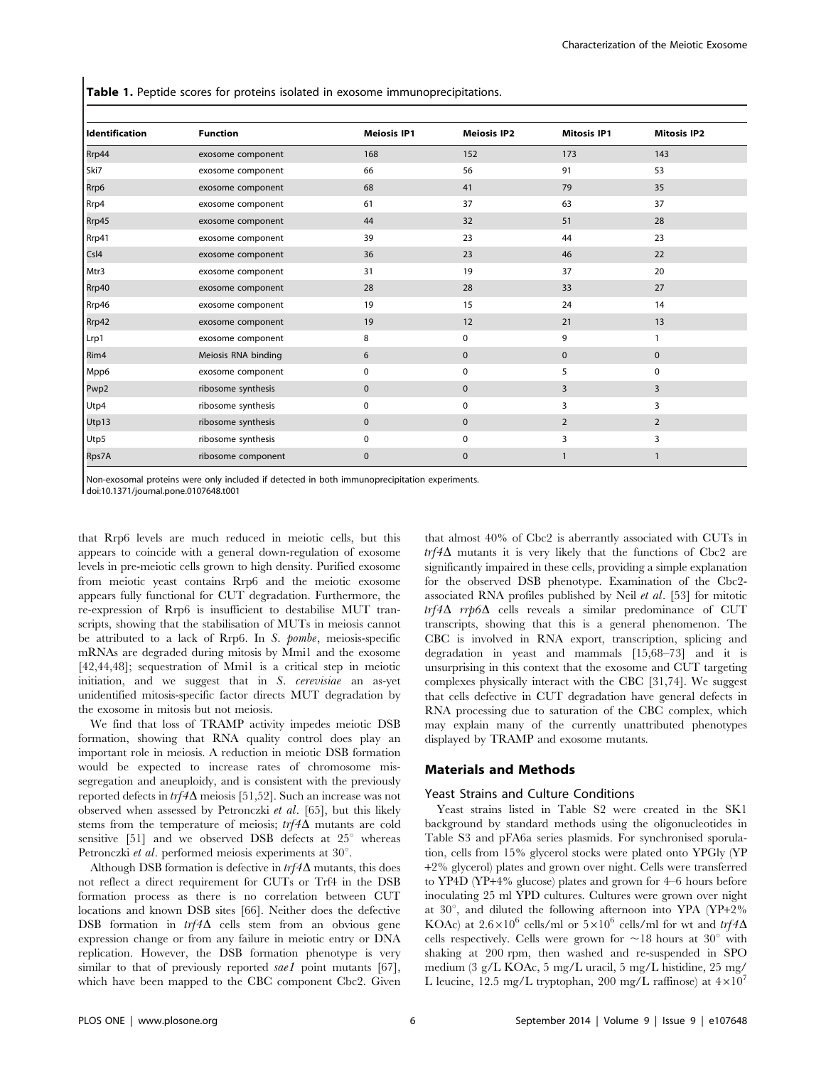**Table 1.** Peptide scores for proteins isolated in exosome immunoprecipitations.

| Identification | Function | Meiosis IP1 | Meiosis IP2 | Mitosis IP1 | Mitosis IP2 |
|---|---|---|---|---|---|
| Rrp44 | exosome component | 168 | 152 | 173 | 143 |
| Ski7 | exosome component | 66 | 56 | 91 | 53 |
| Rrp6 | exosome component | 68 | 41 | 79 | 35 |
| Rrp4 | exosome component | 61 | 37 | 63 | 37 |
| Rrp45 | exosome component | 44 | 32 | 51 | 28 |
| Rrp41 | exosome component | 39 | 23 | 44 | 23 |
| Csl4 | exosome component | 36 | 23 | 46 | 22 |
| Mtr3 | exosome component | 31 | 19 | 37 | 20 |
| Rrp40 | exosome component | 28 | 28 | 33 | 27 |
| Rrp46 | exosome component | 19 | 15 | 24 | 14 |
| Rrp42 | exosome component | 19 | 12 | 21 | 13 |
| Lrp1 | exosome component | 8 | 0 | 9 | 1 |
| Rim4 | Meiosis RNA binding | 6 | 0 | 0 | 0 |
| Mpp6 | exosome component | 0 | 0 | 5 | 0 |
| Pwp2 | ribosome synthesis | 0 | 0 | 3 | 3 |
| Utp4 | ribosome synthesis | 0 | 0 | 3 | 3 |
| Utp13 | ribosome synthesis | 0 | 0 | 2 | 2 |
| Utp5 | ribosome synthesis | 0 | 0 | 3 | 3 |
| Rps7A | ribosome component | 0 | 0 | 1 | 1 |

Non-exosomal proteins were only included if detected in both immunoprecipitation experiments.
doi:10.1371/journal.pone.0107648.t001

that Rrp6 levels are much reduced in meiotic cells, but this appears to coincide with a general down-regulation of exosome levels in pre-meiotic cells grown to high density. Purified exosome from meiotic yeast contains Rrp6 and the meiotic exosome appears fully functional for CUT degradation. Furthermore, the re-expression of Rrp6 is insufficient to destabilise MUT transcripts, showing that the stabilisation of MUTs in meiosis cannot be attributed to a lack of Rrp6. In *S. pombe*, meiosis-specific mRNAs are degraded during mitosis by Mmi1 and the exosome [42,44,48]; sequestration of Mmi1 is a critical step in meiotic initiation, and we suggest that in *S. cerevisiae* an as-yet unidentified mitosis-specific factor directs MUT degradation by the exosome in mitosis but not meiosis.

We find that loss of TRAMP activity impedes meiotic DSB formation, showing that RNA quality control does play an important role in meiosis. A reduction in meiotic DSB formation would be expected to increase rates of chromosome mis-segregation and aneuploidy, and is consistent with the previously reported defects in *trf4Δ* meiosis [51,52]. Such an increase was not observed when assessed by Petronczki *et al*. [65], but this likely stems from the temperature of meiosis; *trf4Δ* mutants are cold sensitive [51] and we observed DSB defects at 25° whereas Petronczki *et al*. performed meiosis experiments at 30°.

Although DSB formation is defective in *trf4Δ* mutants, this does not reflect a direct requirement for CUTs or Trf4 in the DSB formation process as there is no correlation between CUT locations and known DSB sites [66]. Neither does the defective DSB formation in *trf4Δ* cells stem from an obvious gene expression change or from any failure in meiotic entry or DNA replication. However, the DSB formation phenotype is very similar to that of previously reported *sae1* point mutants [67], which have been mapped to the CBC component Cbc2. Given that almost 40% of Cbc2 is aberrantly associated with CUTs in *trf4Δ* mutants it is very likely that the functions of Cbc2 are significantly impaired in these cells, providing a simple explanation for the observed DSB phenotype. Examination of the Cbc2-associated RNA profiles published by Neil *et al*. [53] for mitotic *trf4Δ rrp6Δ* cells reveals a similar predominance of CUT transcripts, showing that this is a general phenomenon. The CBC is involved in RNA export, transcription, splicing and degradation in yeast and mammals [15,68–73] and it is unsurprising in this context that the exosome and CUT targeting complexes physically interact with the CBC [31,74]. We suggest that cells defective in CUT degradation have general defects in RNA processing due to saturation of the CBC complex, which may explain many of the currently unattributed phenotypes displayed by TRAMP and exosome mutants.

## Materials and Methods

### Yeast Strains and Culture Conditions

Yeast strains listed in Table S2 were created in the SK1 background by standard methods using the oligonucleotides in Table S3 and pFA6a series plasmids. For synchronised sporulation, cells from 15% glycerol stocks were plated onto YPGly (YP +2% glycerol) plates and grown over night. Cells were transferred to YP4D (YP+4% glucose) plates and grown for 4–6 hours before inoculating 25 ml YPD cultures. Cultures were grown over night at 30°, and diluted the following afternoon into YPA (YP+2% KOAc) at $2.6\times10^{6}$ cells/ml or $5\times10^{6}$ cells/ml for wt and *trf4Δ* cells respectively. Cells were grown for ~18 hours at 30° with shaking at 200 rpm, then washed and re-suspended in SPO medium (3 g/L KOAc, 5 mg/L uracil, 5 mg/L histidine, 25 mg/L leucine, 12.5 mg/L tryptophan, 200 mg/L raffinose) at $4\times10^{7}$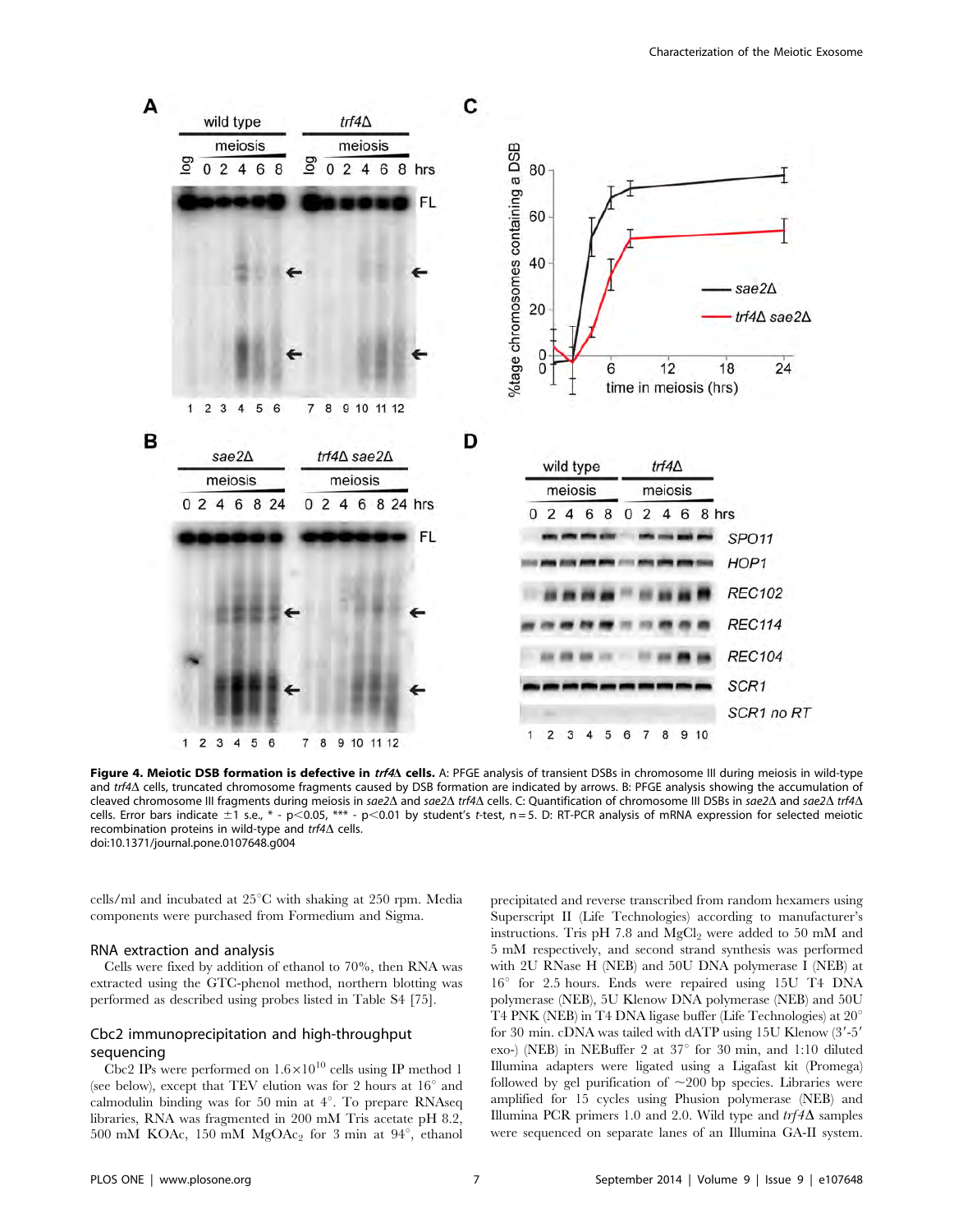**Figure 4. Meiotic DSB formation is defective in *trf4Δ* cells.** A: PFGE analysis of transient DSBs in chromosome III during meiosis in wild-type and *trf4Δ* cells, truncated chromosome fragments caused by DSB formation are indicated by arrows. B: PFGE analysis showing the accumulation of cleaved chromosome III fragments during meiosis in *sae2Δ* and *sae2Δ trf4Δ* cells. C: Quantification of chromosome III DSBs in *sae2Δ* and *sae2Δ trf4Δ* cells. Error bars indicate ±1 s.e., * - p<0.05, *** - p<0.01 by student's *t*-test, n = 5. D: RT-PCR analysis of mRNA expression for selected meiotic recombination proteins in wild-type and *trf4Δ* cells.
doi:10.1371/journal.pone.0107648.g004

cells/ml and incubated at 25°C with shaking at 250 rpm. Media components were purchased from Formedium and Sigma.

## RNA extraction and analysis

Cells were fixed by addition of ethanol to 70%, then RNA was extracted using the GTC-phenol method, northern blotting was performed as described using probes listed in Table S4 [75].

## Cbc2 immunoprecipitation and high-throughput sequencing

Cbc2 IPs were performed on $1.6\times10^{10}$ cells using IP method 1 (see below), except that TEV elution was for 2 hours at 16° and calmodulin binding was for 50 min at 4°. To prepare RNAseq libraries, RNA was fragmented in 200 mM Tris acetate pH 8.2, 500 mM KOAc, 150 mM $MgOAc_2$ for 3 min at 94°, ethanol precipitated and reverse transcribed from random hexamers using Superscript II (Life Technologies) according to manufacturer's instructions. Tris pH 7.8 and $MgCl_2$ were added to 50 mM and 5 mM respectively, and second strand synthesis was performed with 2U RNase H (NEB) and 50U DNA polymerase I (NEB) at 16° for 2.5 hours. Ends were repaired using 15U T4 DNA polymerase (NEB), 5U Klenow DNA polymerase (NEB) and 50U T4 PNK (NEB) in T4 DNA ligase buffer (Life Technologies) at 20° for 30 min. cDNA was tailed with dATP using 15U Klenow (3′-5′ exo-) (NEB) in NEBuffer 2 at 37° for 30 min, and 1:10 diluted Illumina adapters were ligated using a Ligafast kit (Promega) followed by gel purification of ~200 bp species. Libraries were amplified for 15 cycles using Phusion polymerase (NEB) and Illumina PCR primers 1.0 and 2.0. Wild type and *trf4Δ* samples were sequenced on separate lanes of an Illumina GA-II system.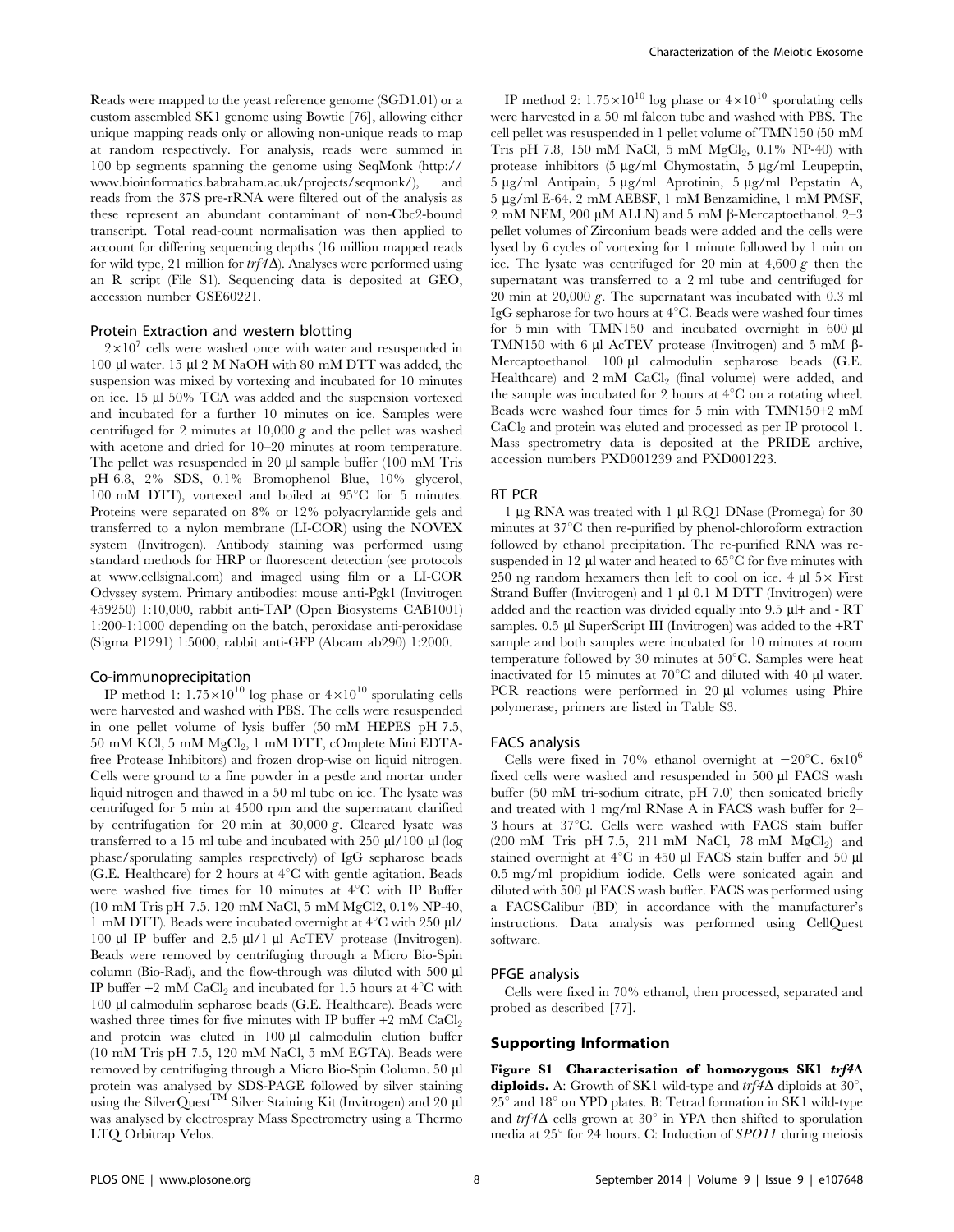Reads were mapped to the yeast reference genome (SGD1.01) or a custom assembled SK1 genome using Bowtie [76], allowing either unique mapping reads only or allowing non-unique reads to map at random respectively. For analysis, reads were summed in 100 bp segments spanning the genome using SeqMonk (http://www.bioinformatics.babraham.ac.uk/projects/seqmonk/), and reads from the 37S pre-rRNA were filtered out of the analysis as these represent an abundant contaminant of non-Cbc2-bound transcript. Total read-count normalisation was then applied to account for differing sequencing depths (16 million mapped reads for wild type, 21 million for *trf4*Δ). Analyses were performed using an R script (File S1). Sequencing data is deposited at GEO, accession number GSE60221.

### Protein Extraction and western blotting

$2\times10^7$ cells were washed once with water and resuspended in 100 µl water. 15 µl 2 M NaOH with 80 mM DTT was added, the suspension was mixed by vortexing and incubated for 10 minutes on ice. 15 µl 50% TCA was added and the suspension vortexed and incubated for a further 10 minutes on ice. Samples were centrifuged for 2 minutes at 10,000 *g* and the pellet was washed with acetone and dried for 10–20 minutes at room temperature. The pellet was resuspended in 20 µl sample buffer (100 mM Tris pH 6.8, 2% SDS, 0.1% Bromophenol Blue, 10% glycerol, 100 mM DTT), vortexed and boiled at 95°C for 5 minutes. Proteins were separated on 8% or 12% polyacrylamide gels and transferred to a nylon membrane (LI-COR) using the NOVEX system (Invitrogen). Antibody staining was performed using standard methods for HRP or fluorescent detection (see protocols at www.cellsignal.com) and imaged using film or a LI-COR Odyssey system. Primary antibodies: mouse anti-Pgk1 (Invitrogen 459250) 1:10,000, rabbit anti-TAP (Open Biosystems CAB1001) 1:200-1:1000 depending on the batch, peroxidase anti-peroxidase (Sigma P1291) 1:5000, rabbit anti-GFP (Abcam ab290) 1:2000.

### Co-immunoprecipitation

IP method 1: $1.75\times10^{10}$ log phase or $4\times10^{10}$ sporulating cells were harvested and washed with PBS. The cells were resuspended in one pellet volume of lysis buffer (50 mM HEPES pH 7.5, 50 mM KCl, 5 mM $MgCl_2$, 1 mM DTT, cOmplete Mini EDTA-free Protease Inhibitors) and frozen drop-wise on liquid nitrogen. Cells were ground to a fine powder in a pestle and mortar under liquid nitrogen and thawed in a 50 ml tube on ice. The lysate was centrifuged for 5 min at 4500 rpm and the supernatant clarified by centrifugation for 20 min at 30,000 *g*. Cleared lysate was transferred to a 15 ml tube and incubated with 250 µl/100 µl (log phase/sporulating samples respectively) of IgG sepharose beads (G.E. Healthcare) for 2 hours at 4°C with gentle agitation. Beads were washed five times for 10 minutes at 4°C with IP Buffer (10 mM Tris pH 7.5, 120 mM NaCl, 5 mM MgCl2, 0.1% NP-40, 1 mM DTT). Beads were incubated overnight at 4°C with 250 µl/100 µl IP buffer and 2.5 µl/1 µl AcTEV protease (Invitrogen). Beads were removed by centrifuging through a Micro Bio-Spin column (Bio-Rad), and the flow-through was diluted with 500 µl IP buffer +2 mM $CaCl_2$ and incubated for 1.5 hours at 4°C with 100 µl calmodulin sepharose beads (G.E. Healthcare). Beads were washed three times for five minutes with IP buffer +2 mM $CaCl_2$ and protein was eluted in 100 µl calmodulin elution buffer (10 mM Tris pH 7.5, 120 mM NaCl, 5 mM EGTA). Beads were removed by centrifuging through a Micro Bio-Spin Column. 50 µl protein was analysed by SDS-PAGE followed by silver staining using the SilverQuest™ Silver Staining Kit (Invitrogen) and 20 µl was analysed by electrospray Mass Spectrometry using a Thermo LTQ Orbitrap Velos.

IP method 2: $1.75\times10^{10}$ log phase or $4\times10^{10}$ sporulating cells were harvested in a 50 ml falcon tube and washed with PBS. The cell pellet was resuspended in 1 pellet volume of TMN150 (50 mM Tris pH 7.8, 150 mM NaCl, 5 mM $MgCl_2$, 0.1% NP-40) with protease inhibitors (5 µg/ml Chymostatin, 5 µg/ml Leupeptin, 5 µg/ml Antipain, 5 µg/ml Aprotinin, 5 µg/ml Pepstatin A, 5 µg/ml E-64, 2 mM AEBSF, 1 mM Benzamidine, 1 mM PMSF, 2 mM NEM, 200 µM ALLN) and 5 mM β-Mercaptoethanol. 2–3 pellet volumes of Zirconium beads were added and the cells were lysed by 6 cycles of vortexing for 1 minute followed by 1 min on ice. The lysate was centrifuged for 20 min at 4,600 *g* then the supernatant was transferred to a 2 ml tube and centrifuged for 20 min at 20,000 *g*. The supernatant was incubated with 0.3 ml IgG sepharose for two hours at 4°C. Beads were washed four times for 5 min with TMN150 and incubated overnight in 600 µl TMN150 with 6 µl AcTEV protease (Invitrogen) and 5 mM β-Mercaptoethanol. 100 µl calmodulin sepharose beads (G.E. Healthcare) and 2 mM $CaCl_2$ (final volume) were added, and the sample was incubated for 2 hours at 4°C on a rotating wheel. Beads were washed four times for 5 min with TMN150+2 mM $CaCl_2$ and protein was eluted and processed as per IP protocol 1. Mass spectrometry data is deposited at the PRIDE archive, accession numbers PXD001239 and PXD001223.

### RT PCR

1 µg RNA was treated with 1 µl RQ1 DNase (Promega) for 30 minutes at 37°C then re-purified by phenol-chloroform extraction followed by ethanol precipitation. The re-purified RNA was re-suspended in 12 µl water and heated to 65°C for five minutes with 250 ng random hexamers then left to cool on ice. 4 µl 5× First Strand Buffer (Invitrogen) and 1 µl 0.1 M DTT (Invitrogen) were added and the reaction was divided equally into 9.5 µl+ and - RT samples. 0.5 µl SuperScript III (Invitrogen) was added to the +RT sample and both samples were incubated for 10 minutes at room temperature followed by 30 minutes at 50°C. Samples were heat inactivated for 15 minutes at 70°C and diluted with 40 µl water. PCR reactions were performed in 20 µl volumes using Phire polymerase, primers are listed in Table S3.

### FACS analysis

Cells were fixed in 70% ethanol overnight at −20°C. $6\times10^6$ fixed cells were washed and resuspended in 500 µl FACS wash buffer (50 mM tri-sodium citrate, pH 7.0) then sonicated briefly and treated with 1 mg/ml RNase A in FACS wash buffer for 2–3 hours at 37°C. Cells were washed with FACS stain buffer (200 mM Tris pH 7.5, 211 mM NaCl, 78 mM $MgCl_2$) and stained overnight at 4°C in 450 µl FACS stain buffer and 50 µl 0.5 mg/ml propidium iodide. Cells were sonicated again and diluted with 500 µl FACS wash buffer. FACS was performed using a FACSCalibur (BD) in accordance with the manufacturer's instructions. Data analysis was performed using CellQuest software.

### PFGE analysis

Cells were fixed in 70% ethanol, then processed, separated and probed as described [77].

## Supporting Information

**Figure S1 Characterisation of homozygous SK1 *trf4*Δ diploids.** A: Growth of SK1 wild-type and *trf4*Δ diploids at 30°, 25° and 18° on YPD plates. B: Tetrad formation in SK1 wild-type and *trf4*Δ cells grown at 30° in YPA then shifted to sporulation media at 25° for 24 hours. C: Induction of *SPO11* during meiosis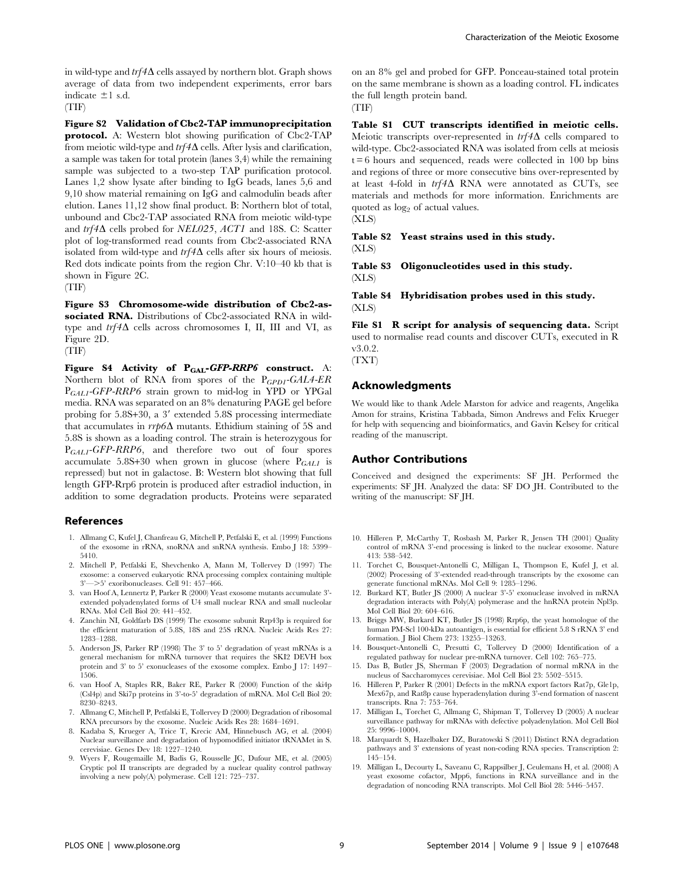in wild-type and *trf4Δ* cells assayed by northern blot. Graph shows average of data from two independent experiments, error bars indicate ±1 s.d.
(TIF)

**Figure S2 Validation of Cbc2-TAP immunoprecipitation protocol.** A: Western blot showing purification of Cbc2-TAP from meiotic wild-type and *trf4Δ* cells. After lysis and clarification, a sample was taken for total protein (lanes 3,4) while the remaining sample was subjected to a two-step TAP purification protocol. Lanes 1,2 show lysate after binding to IgG beads, lanes 5,6 and 9,10 show material remaining on IgG and calmodulin beads after elution. Lanes 11,12 show final product. B: Northern blot of total, unbound and Cbc2-TAP associated RNA from meiotic wild-type and *trf4Δ* cells probed for *NEL025*, *ACT1* and 18S. C: Scatter plot of log-transformed read counts from Cbc2-associated RNA isolated from wild-type and *trf4Δ* cells after six hours of meiosis. Red dots indicate points from the region Chr. V:10–40 kb that is shown in Figure 2C.
(TIF)

**Figure S3 Chromosome-wide distribution of Cbc2-associated RNA.** Distributions of Cbc2-associated RNA in wild-type and *trf4Δ* cells across chromosomes I, II, III and VI, as Figure 2D.
(TIF)

**Figure S4 Activity of $P_{GAL}$-*GFP-RRP6* construct.** A: Northern blot of RNA from spores of the $P_{GPD1}$-*GAL4-ER* $P_{GAL1}$-*GFP-RRP6* strain grown to mid-log in YPD or YPGal media. RNA was separated on an 8% denaturing PAGE gel before probing for 5.8S+30, a 3′ extended 5.8S processing intermediate that accumulates in *rrp6Δ* mutants. Ethidium staining of 5S and 5.8S is shown as a loading control. The strain is heterozygous for $P_{GAL1}$-*GFP-RRP6*, and therefore two out of four spores accumulate 5.8S+30 when grown in glucose (where $P_{GAL1}$ is repressed) but not in galactose. B: Western blot showing that full length GFP-Rrp6 protein is produced after estradiol induction, in addition to some degradation products. Proteins were separated on an 8% gel and probed for GFP. Ponceau-stained total protein on the same membrane is shown as a loading control. FL indicates the full length protein band.
(TIF)

**Table S1 CUT transcripts identified in meiotic cells.** Meiotic transcripts over-represented in *trf4Δ* cells compared to wild-type. Cbc2-associated RNA was isolated from cells at meiosis t = 6 hours and sequenced, reads were collected in 100 bp bins and regions of three or more consecutive bins over-represented by at least 4-fold in *trf4Δ* RNA were annotated as CUTs, see materials and methods for more information. Enrichments are quoted as $\log_2$ of actual values.
(XLS)

**Table S2 Yeast strains used in this study.**
(XLS)

**Table S3 Oligonucleotides used in this study.**
(XLS)

**Table S4 Hybridisation probes used in this study.**
(XLS)

**File S1 R script for analysis of sequencing data.** Script used to normalise read counts and discover CUTs, executed in R v3.0.2.
(TXT)

## Acknowledgments

We would like to thank Adele Marston for advice and reagents, Angelika Amon for strains, Kristina Tabbada, Simon Andrews and Felix Krueger for help with sequencing and bioinformatics, and Gavin Kelsey for critical reading of the manuscript.

## Author Contributions

Conceived and designed the experiments: SF JH. Performed the experiments: SF JH. Analyzed the data: SF DO JH. Contributed to the writing of the manuscript: SF JH.

## References

1. Allmang C, Kufel J, Chanfreau G, Mitchell P, Petfalski E, et al. (1999) Functions of the exosome in rRNA, snoRNA and snRNA synthesis. Embo J 18: 5399–5410.
2. Mitchell P, Petfalski E, Shevchenko A, Mann M, Tollervey D (1997) The exosome: a conserved eukaryotic RNA processing complex containing multiple 3′—>5′ exoribonucleases. Cell 91: 457–466.
3. van Hoof A, Lennertz P, Parker R (2000) Yeast exosome mutants accumulate 3′-extended polyadenylated forms of U4 small nuclear RNA and small nucleolar RNAs. Mol Cell Biol 20: 441–452.
4. Zanchin NI, Goldfarb DS (1999) The exosome subunit Rrp43p is required for the efficient maturation of 5.8S, 18S and 25S rRNA. Nucleic Acids Res 27: 1283–1288.
5. Anderson JS, Parker RP (1998) The 3′ to 5′ degradation of yeast mRNAs is a general mechanism for mRNA turnover that requires the SKI2 DEVH box protein and 3′ to 5′ exonucleases of the exosome complex. Embo J 17: 1497–1506.
6. van Hoof A, Staples RR, Baker RE, Parker R (2000) Function of the ski4p (Csl4p) and Ski7p proteins in 3′-to-5′ degradation of mRNA. Mol Cell Biol 20: 8230–8243.
7. Allmang C, Mitchell P, Petfalski E, Tollervey D (2000) Degradation of ribosomal RNA precursors by the exosome. Nucleic Acids Res 28: 1684–1691.
8. Kadaba S, Krueger A, Trice T, Krecic AM, Hinnebusch AG, et al. (2004) Nuclear surveillance and degradation of hypomodified initiator tRNAMet in S. cerevisiae. Genes Dev 18: 1227–1240.
9. Wyers F, Rougemaille M, Badis G, Rousselle JC, Dufour ME, et al. (2005) Cryptic pol II transcripts are degraded by a nuclear quality control pathway involving a new poly(A) polymerase. Cell 121: 725–737.
10. Hilleren P, McCarthy T, Rosbash M, Parker R, Jensen TH (2001) Quality control of mRNA 3′-end processing is linked to the nuclear exosome. Nature 413: 538–542.
11. Torchet C, Bousquet-Antonelli C, Milligan L, Thompson E, Kufel J, et al. (2002) Processing of 3′-extended read-through transcripts by the exosome can generate functional mRNAs. Mol Cell 9: 1285–1296.
12. Burkard KT, Butler JS (2000) A nuclear 3′-5′ exonuclease involved in mRNA degradation interacts with Poly(A) polymerase and the hnRNA protein Npl3p. Mol Cell Biol 20: 604–616.
13. Briggs MW, Burkard KT, Butler JS (1998) Rrp6p, the yeast homologue of the human PM-Scl 100-kDa autoantigen, is essential for efficient 5.8 S rRNA 3′ end formation. J Biol Chem 273: 13255–13263.
14. Bousquet-Antonelli C, Presutti C, Tollervey D (2000) Identification of a regulated pathway for nuclear pre-mRNA turnover. Cell 102: 765–775.
15. Das B, Butler JS, Sherman F (2003) Degradation of normal mRNA in the nucleus of Saccharomyces cerevisiae. Mol Cell Biol 23: 5502–5515.
16. Hilleren P, Parker R (2001) Defects in the mRNA export factors Rat7p, Gle1p, Mex67p, and Rat8p cause hyperadenylation during 3′-end formation of nascent transcripts. Rna 7: 753–764.
17. Milligan L, Torchet C, Allmang C, Shipman T, Tollervey D (2005) A nuclear surveillance pathway for mRNAs with defective polyadenylation. Mol Cell Biol 25: 9996–10004.
18. Marquardt S, Hazelbaker DZ, Buratowski S (2011) Distinct RNA degradation pathways and 3′ extensions of yeast non-coding RNA species. Transcription 2: 145–154.
19. Milligan L, Decourty L, Saveanu C, Rappsilber J, Ceulemans H, et al. (2008) A yeast exosome cofactor, Mpp6, functions in RNA surveillance and in the degradation of noncoding RNA transcripts. Mol Cell Biol 28: 5446–5457.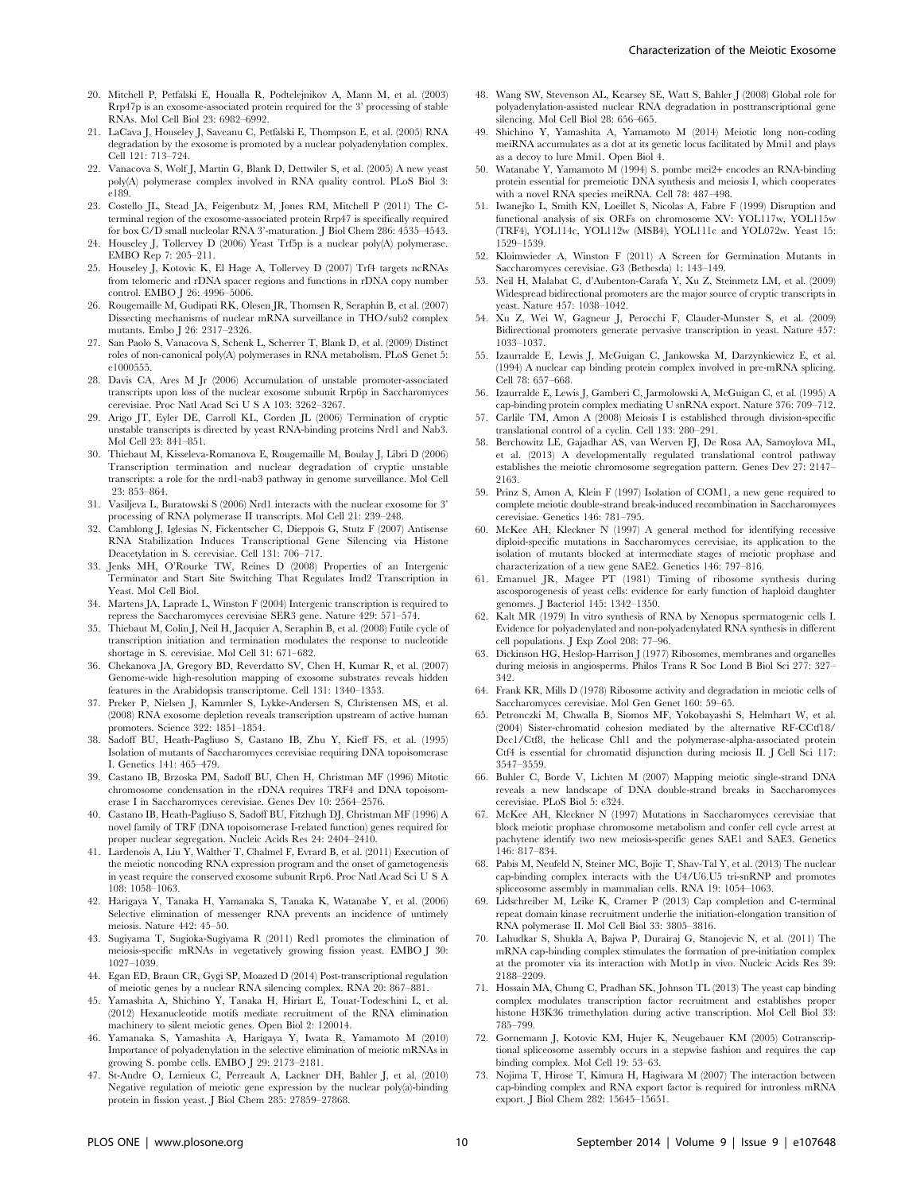20. Mitchell P, Petfalski E, Houalla R, Podtelejnikov A, Mann M, et al. (2003) Rrp47p is an exosome-associated protein required for the 3' processing of stable RNAs. Mol Cell Biol 23: 6982–6992.
21. LaCava J, Houseley J, Saveanu C, Petfalski E, Thompson E, et al. (2005) RNA degradation by the exosome is promoted by a nuclear polyadenylation complex. Cell 121: 713–724.
22. Vanacova S, Wolf J, Martin G, Blank D, Dettwiler S, et al. (2005) A new yeast poly(A) polymerase complex involved in RNA quality control. PLoS Biol 3: e189.
23. Costello JL, Stead JA, Feigenbutz M, Jones RM, Mitchell P (2011) The C-terminal region of the exosome-associated protein Rrp47 is specifically required for box C/D small nucleolar RNA 3'-maturation. J Biol Chem 286: 4535–4543.
24. Houseley J, Tollervey D (2006) Yeast Trf5p is a nuclear poly(A) polymerase. EMBO Rep 7: 205–211.
25. Houseley J, Kotovic K, El Hage A, Tollervey D (2007) Trf4 targets ncRNAs from telomeric and rDNA spacer regions and functions in rDNA copy number control. EMBO J 26: 4996–5006.
26. Rougemaille M, Gudipati RK, Olesen JR, Thomsen R, Seraphin B, et al. (2007) Dissecting mechanisms of nuclear mRNA surveillance in THO/sub2 complex mutants. Embo J 26: 2317–2326.
27. San Paolo S, Vanacova S, Schenk L, Scherrer T, Blank D, et al. (2009) Distinct roles of non-canonical poly(A) polymerases in RNA metabolism. PLoS Genet 5: e1000555.
28. Davis CA, Ares M Jr (2006) Accumulation of unstable promoter-associated transcripts upon loss of the nuclear exosome subunit Rrp6p in Saccharomyces cerevisiae. Proc Natl Acad Sci U S A 103: 3262–3267.
29. Arigo JT, Eyler DE, Carroll KL, Corden JL (2006) Termination of cryptic unstable transcripts is directed by yeast RNA-binding proteins Nrd1 and Nab3. Mol Cell 23: 841–851.
30. Thiebaut M, Kisseleva-Romanova E, Rougemaille M, Boulay J, Libri D (2006) Transcription termination and nuclear degradation of cryptic unstable transcripts: a role for the nrd1-nab3 pathway in genome surveillance. Mol Cell 23: 853–864.
31. Vasiljeva L, Buratowski S (2006) Nrd1 interacts with the nuclear exosome for 3' processing of RNA polymerase II transcripts. Mol Cell 21: 239–248.
32. Camblong J, Iglesias N, Fickentscher C, Dieppois G, Stutz F (2007) Antisense RNA Stabilization Induces Transcriptional Gene Silencing via Histone Deacetylation in S. cerevisiae. Cell 131: 706–717.
33. Jenks MH, O'Rourke TW, Reines D (2008) Properties of an Intergenic Terminator and Start Site Switching That Regulates Imd2 Transcription in Yeast. Mol Cell Biol.
34. Martens JA, Laprade L, Winston F (2004) Intergenic transcription is required to repress the Saccharomyces cerevisiae SER3 gene. Nature 429: 571–574.
35. Thiebaut M, Colin J, Neil H, Jacquier A, Seraphin B, et al. (2008) Futile cycle of transcription initiation and termination modulates the response to nucleotide shortage in S. cerevisiae. Mol Cell 31: 671–682.
36. Chekanova JA, Gregory BD, Reverdatto SV, Chen H, Kumar R, et al. (2007) Genome-wide high-resolution mapping of exosome substrates reveals hidden features in the Arabidopsis transcriptome. Cell 131: 1340–1353.
37. Preker P, Nielsen J, Kammler S, Lykke-Andersen S, Christensen MS, et al. (2008) RNA exosome depletion reveals transcription upstream of active human promoters. Science 322: 1851–1854.
38. Sadoff BU, Heath-Pagliuso S, Castano IB, Zhu Y, Kieff FS, et al. (1995) Isolation of mutants of Saccharomyces cerevisiae requiring DNA topoisomerase I. Genetics 141: 465–479.
39. Castano IB, Brzoska PM, Sadoff BU, Chen H, Christman MF (1996) Mitotic chromosome condensation in the rDNA requires TRF4 and DNA topoisomerase I in Saccharomyces cerevisiae. Genes Dev 10: 2564–2576.
40. Castano IB, Heath-Pagliuso S, Sadoff BU, Fitzhugh DJ, Christman MF (1996) A novel family of TRF (DNA topoisomerase I-related function) genes required for proper nuclear segregation. Nucleic Acids Res 24: 2404–2410.
41. Lardenois A, Liu Y, Walther T, Chalmel F, Evrard B, et al. (2011) Execution of the meiotic noncoding RNA expression program and the onset of gametogenesis in yeast require the conserved exosome subunit Rrp6. Proc Natl Acad Sci U S A 108: 1058–1063.
42. Harigaya Y, Tanaka H, Yamanaka S, Tanaka K, Watanabe Y, et al. (2006) Selective elimination of messenger RNA prevents an incidence of untimely meiosis. Nature 442: 45–50.
43. Sugiyama T, Sugioka-Sugiyama R (2011) Red1 promotes the elimination of meiosis-specific mRNAs in vegetatively growing fission yeast. EMBO J 30: 1027–1039.
44. Egan ED, Braun CR, Gygi SP, Moazed D (2014) Post-transcriptional regulation of meiotic genes by a nuclear RNA silencing complex. RNA 20: 867–881.
45. Yamashita A, Shichino Y, Tanaka H, Hiriart E, Touat-Todeschini L, et al. (2012) Hexanucleotide motifs mediate recruitment of the RNA elimination machinery to silent meiotic genes. Open Biol 2: 120014.
46. Yamanaka S, Yamashita A, Harigaya Y, Iwata R, Yamamoto M (2010) Importance of polyadenylation in the selective elimination of meiotic mRNAs in growing S. pombe cells. EMBO J 29: 2173–2181.
47. St-Andre O, Lemieux C, Perreault A, Lackner DH, Bahler J, et al. (2010) Negative regulation of meiotic gene expression by the nuclear poly(a)-binding protein in fission yeast. J Biol Chem 285: 27859–27868.
48. Wang SW, Stevenson AL, Kearsey SE, Watt S, Bahler J (2008) Global role for polyadenylation-assisted nuclear RNA degradation in posttranscriptional gene silencing. Mol Cell Biol 28: 656–665.
49. Shichino Y, Yamashita A, Yamamoto M (2014) Meiotic long non-coding meiRNA accumulates as a dot at its genetic locus facilitated by Mmi1 and plays as a decoy to lure Mmi1. Open Biol 4.
50. Watanabe Y, Yamamoto M (1994) S. pombe mei2+ encodes an RNA-binding protein essential for premeiotic DNA synthesis and meiosis I, which cooperates with a novel RNA species meiRNA. Cell 78: 487–498.
51. Iwanejko L, Smith KN, Loeillet S, Nicolas A, Fabre F (1999) Disruption and functional analysis of six ORFs on chromosome XV: YOL117w, YOL115w (TRF4), YOL114c, YOL112w (MSB4), YOL111c and YOL072w. Yeast 15: 1529–1539.
52. Kloimwieder A, Winston F (2011) A Screen for Germination Mutants in Saccharomyces cerevisiae. G3 (Bethesda) 1: 143–149.
53. Neil H, Malabat C, d'Aubenton-Carafa Y, Xu Z, Steinmetz LM, et al. (2009) Widespread bidirectional promoters are the major source of cryptic transcripts in yeast. Nature 457: 1038–1042.
54. Xu Z, Wei W, Gagneur J, Perocchi F, Clauder-Munster S, et al. (2009) Bidirectional promoters generate pervasive transcription in yeast. Nature 457: 1033–1037.
55. Izaurralde E, Lewis J, McGuigan C, Jankowska M, Darzynkiewicz E, et al. (1994) A nuclear cap binding protein complex involved in pre-mRNA splicing. Cell 78: 657–668.
56. Izaurralde E, Lewis J, Gamberi C, Jarmolowski A, McGuigan C, et al. (1995) A cap-binding protein complex mediating U snRNA export. Nature 376: 709–712.
57. Carlile TM, Amon A (2008) Meiosis I is established through division-specific translational control of a cyclin. Cell 133: 280–291.
58. Berchowitz LE, Gajadhar AS, van Werven FJ, De Rosa AA, Samoylova ML, et al. (2013) A developmentally regulated translational control pathway establishes the meiotic chromosome segregation pattern. Genes Dev 27: 2147–2163.
59. Prinz S, Amon A, Klein F (1997) Isolation of COM1, a new gene required to complete meiotic double-strand break-induced recombination in Saccharomyces cerevisiae. Genetics 146: 781–795.
60. McKee AH, Kleckner N (1997) A general method for identifying recessive diploid-specific mutations in Saccharomyces cerevisiae, its application to the isolation of mutants blocked at intermediate stages of meiotic prophase and characterization of a new gene SAE2. Genetics 146: 797–816.
61. Emanuel JR, Magee PT (1981) Timing of ribosome synthesis during ascosporogenesis of yeast cells: evidence for early function of haploid daughter genomes. J Bacteriol 145: 1342–1350.
62. Kalt MR (1979) In vitro synthesis of RNA by Xenopus spermatogenic cells I. Evidence for polyadenylated and non-polyadenylated RNA synthesis in different cell populations. J Exp Zool 208: 77–96.
63. Dickinson HG, Heslop-Harrison J (1977) Ribosomes, membranes and organelles during meiosis in angiosperms. Philos Trans R Soc Lond B Biol Sci 277: 327–342.
64. Frank KR, Mills D (1978) Ribosome activity and degradation in meiotic cells of Saccharomyces cerevisiae. Mol Gen Genet 160: 59–65.
65. Petronczki M, Chwalla B, Siomos MF, Yokobayashi S, Helmhart W, et al. (2004) Sister-chromatid cohesion mediated by the alternative RF-CCtf18/Dcc1/Ctf8, the helicase Chl1 and the polymerase-alpha-associated protein Ctf4 is essential for chromatid disjunction during meiosis II. J Cell Sci 117: 3547–3559.
66. Buhler C, Borde V, Lichten M (2007) Mapping meiotic single-strand DNA reveals a new landscape of DNA double-strand breaks in Saccharomyces cerevisiae. PLoS Biol 5: e324.
67. McKee AH, Kleckner N (1997) Mutations in Saccharomyces cerevisiae that block meiotic prophase chromosome metabolism and confer cell cycle arrest at pachytene identify two new meiosis-specific genes SAE1 and SAE3. Genetics 146: 817–834.
68. Pabis M, Neufeld N, Steiner MC, Bojic T, Shav-Tal Y, et al. (2013) The nuclear cap-binding complex interacts with the U4/U6.U5 tri-snRNP and promotes spliceosome assembly in mammalian cells. RNA 19: 1054–1063.
69. Lidschreiber M, Leike K, Cramer P (2013) Cap completion and C-terminal repeat domain kinase recruitment underlie the initiation-elongation transition of RNA polymerase II. Mol Cell Biol 33: 3805–3816.
70. Lahudkar S, Shukla A, Bajwa P, Durairaj G, Stanojevic N, et al. (2011) The mRNA cap-binding complex stimulates the formation of pre-initiation complex at the promoter via its interaction with Mot1p in vivo. Nucleic Acids Res 39: 2188–2209.
71. Hossain MA, Chung C, Pradhan SK, Johnson TL (2013) The yeast cap binding complex modulates transcription factor recruitment and establishes proper histone H3K36 trimethylation during active transcription. Mol Cell Biol 33: 785–799.
72. Gornemann J, Kotovic KM, Hujer K, Neugebauer KM (2005) Cotranscriptional spliceosome assembly occurs in a stepwise fashion and requires the cap binding complex. Mol Cell 19: 53–63.
73. Nojima T, Hirose T, Kimura H, Hagiwara M (2007) The interaction between cap-binding complex and RNA export factor is required for intronless mRNA export. J Biol Chem 282: 15645–15651.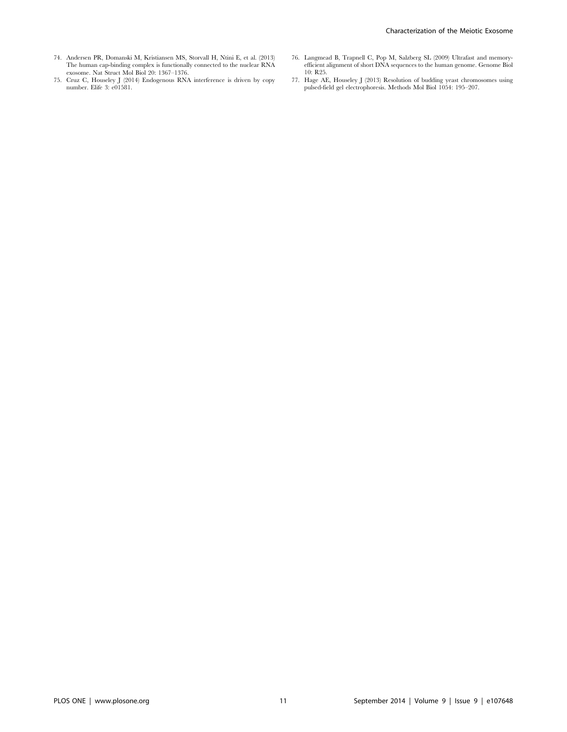74. Andersen PR, Domanski M, Kristiansen MS, Storvall H, Ntini E, et al. (2013) The human cap-binding complex is functionally connected to the nuclear RNA exosome. Nat Struct Mol Biol 20: 1367–1376.
75. Cruz C, Houseley J (2014) Endogenous RNA interference is driven by copy number. Elife 3: e01581.
76. Langmead B, Trapnell C, Pop M, Salzberg SL (2009) Ultrafast and memory-efficient alignment of short DNA sequences to the human genome. Genome Biol 10: R25.
77. Hage AE, Houseley J (2013) Resolution of budding yeast chromosomes using pulsed-field gel electrophoresis. Methods Mol Biol 1054: 195–207.